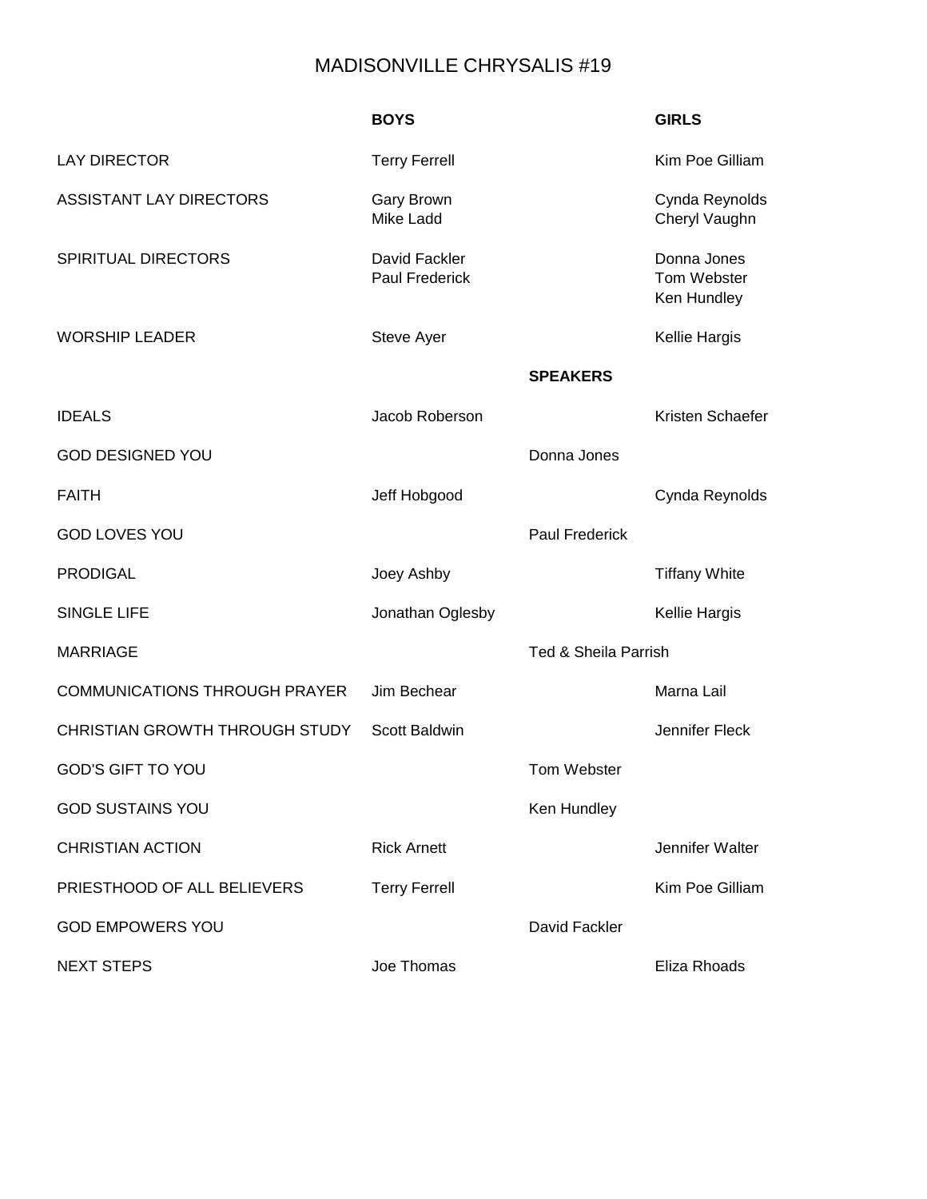# MADISONVILLE CHRYSALIS #19

| | BOYS | | GIRLS |
|---|---|---|---|
| LAY DIRECTOR | Terry Ferrell | | Kim Poe Gilliam |
| ASSISTANT LAY DIRECTORS | Gary Brown<br>Mike Ladd | | Cynda Reynolds<br>Cheryl Vaughn |
| SPIRITUAL DIRECTORS | David Fackler<br>Paul Frederick | | Donna Jones<br>Tom Webster<br>Ken Hundley |
| WORSHIP LEADER | Steve Ayer | | Kellie Hargis |
| | | **SPEAKERS** | |
| IDEALS | Jacob Roberson | | Kristen Schaefer |
| GOD DESIGNED YOU | | Donna Jones | |
| FAITH | Jeff Hobgood | | Cynda Reynolds |
| GOD LOVES YOU | | Paul Frederick | |
| PRODIGAL | Joey Ashby | | Tiffany White |
| SINGLE LIFE | Jonathan Oglesby | | Kellie Hargis |
| MARRIAGE | | Ted & Sheila Parrish | |
| COMMUNICATIONS THROUGH PRAYER | Jim Bechear | | Marna Lail |
| CHRISTIAN GROWTH THROUGH STUDY | Scott Baldwin | | Jennifer Fleck |
| GOD'S GIFT TO YOU | | Tom Webster | |
| GOD SUSTAINS YOU | | Ken Hundley | |
| CHRISTIAN ACTION | Rick Arnett | | Jennifer Walter |
| PRIESTHOOD OF ALL BELIEVERS | Terry Ferrell | | Kim Poe Gilliam |
| GOD EMPOWERS YOU | | David Fackler | |
| NEXT STEPS | Joe Thomas | | Eliza Rhoads |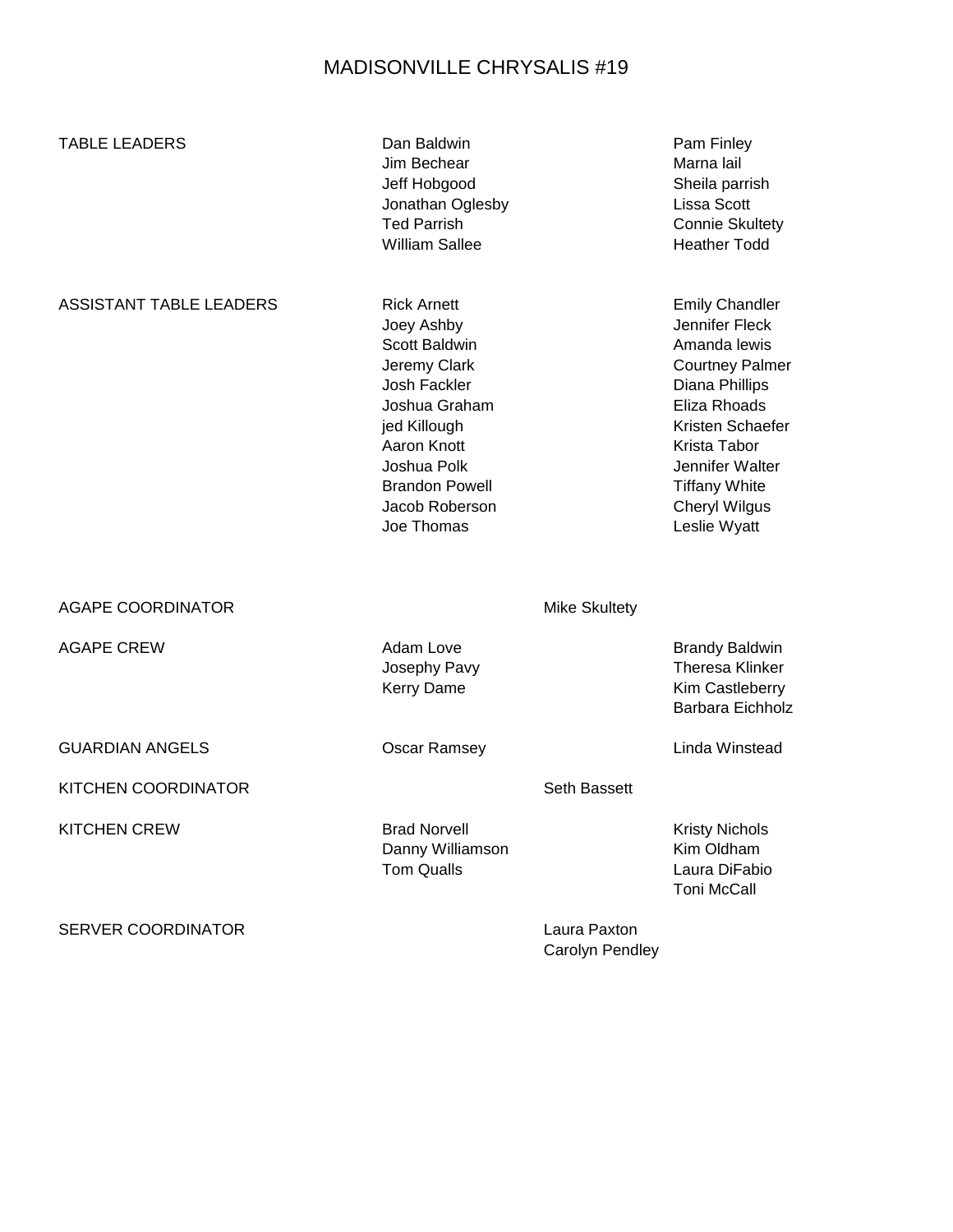# MADISONVILLE CHRYSALIS #19

| | | | |
|---|---|---|---|
| TABLE LEADERS | Dan Baldwin | | Pam Finley |
| | Jim Bechear | | Marna lail |
| | Jeff Hobgood | | Sheila parrish |
| | Jonathan Oglesby | | Lissa Scott |
| | Ted Parrish | | Connie Skultety |
| | William Sallee | | Heather Todd |
| ASSISTANT TABLE LEADERS | Rick Arnett | | Emily Chandler |
| | Joey Ashby | | Jennifer Fleck |
| | Scott Baldwin | | Amanda lewis |
| | Jeremy Clark | | Courtney Palmer |
| | Josh Fackler | | Diana Phillips |
| | Joshua Graham | | Eliza Rhoads |
| | jed Killough | | Kristen Schaefer |
| | Aaron Knott | | Krista Tabor |
| | Joshua Polk | | Jennifer Walter |
| | Brandon Powell | | Tiffany White |
| | Jacob Roberson | | Cheryl Wilgus |
| | Joe Thomas | | Leslie Wyatt |
| AGAPE COORDINATOR | | Mike Skultety | |
| AGAPE CREW | Adam Love | | Brandy Baldwin |
| | Josephy Pavy | | Theresa Klinker |
| | Kerry Dame | | Kim Castleberry |
| | | | Barbara Eichholz |
| GUARDIAN ANGELS | Oscar Ramsey | | Linda Winstead |
| KITCHEN COORDINATOR | | Seth Bassett | |
| KITCHEN CREW | Brad Norvell | | Kristy Nichols |
| | Danny Williamson | | Kim Oldham |
| | Tom Qualls | | Laura DiFabio |
| | | | Toni McCall |
| SERVER COORDINATOR | | Laura Paxton | |
| | | Carolyn Pendley | |